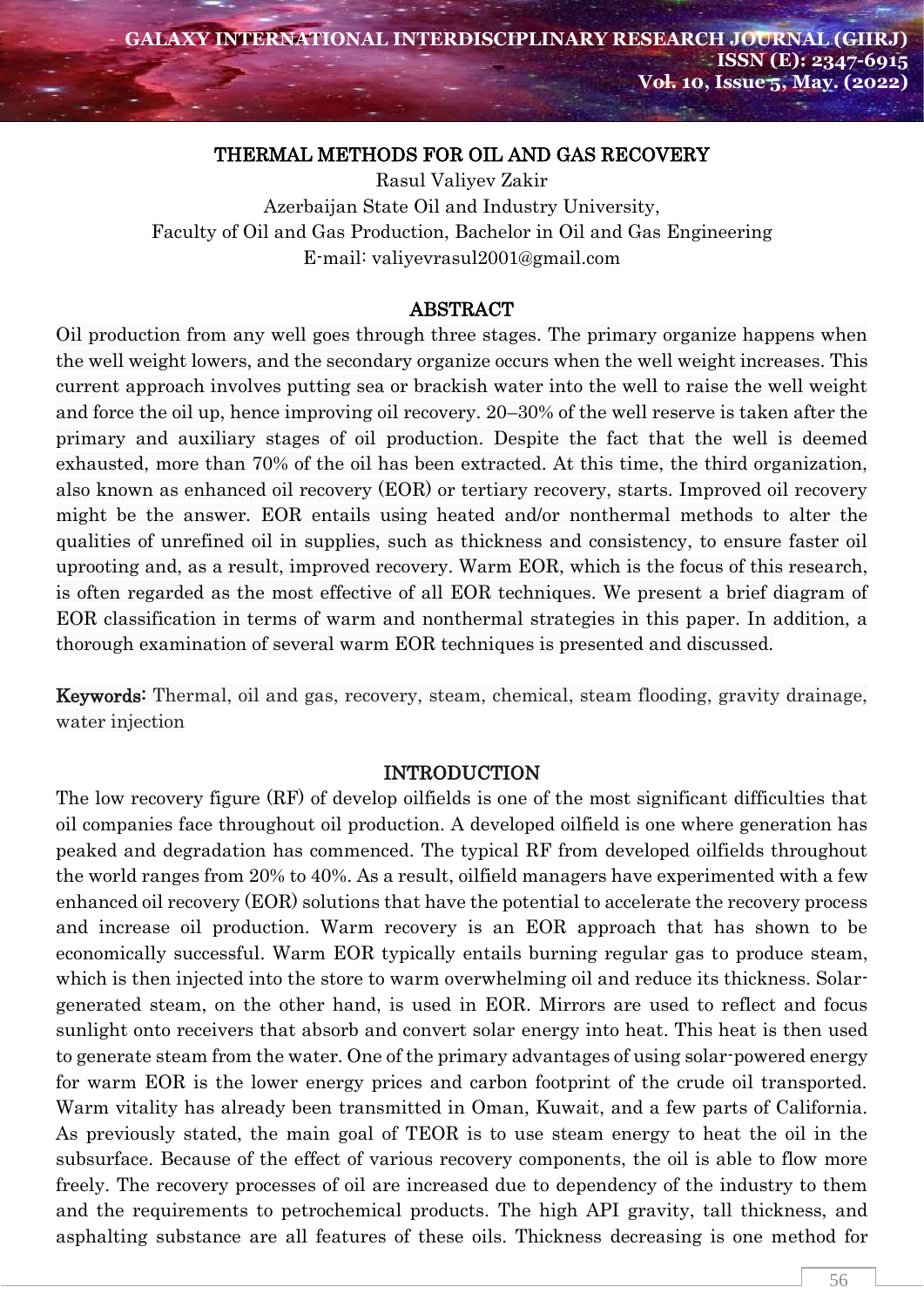# THERMAL METHODS FOR OIL AND GAS RECOVERY

Rasul Valiyev Zakir

Azerbaijan State Oil and Industry University,

Faculty of Oil and Gas Production, Bachelor in Oil and Gas Engineering

E-mail: valiyevrasul2001@gmail.com

## ABSTRACT

Oil production from any well goes through three stages. The primary organize happens when the well weight lowers, and the secondary organize occurs when the well weight increases. This current approach involves putting sea or brackish water into the well to raise the well weight and force the oil up, hence improving oil recovery. 20–30% of the well reserve is taken after the primary and auxiliary stages of oil production. Despite the fact that the well is deemed exhausted, more than 70% of the oil has been extracted. At this time, the third organization, also known as enhanced oil recovery (EOR) or tertiary recovery, starts. Improved oil recovery might be the answer. EOR entails using heated and/or nonthermal methods to alter the qualities of unrefined oil in supplies, such as thickness and consistency, to ensure faster oil uprooting and, as a result, improved recovery. Warm EOR, which is the focus of this research, is often regarded as the most effective of all EOR techniques. We present a brief diagram of EOR classification in terms of warm and nonthermal strategies in this paper. In addition, a thorough examination of several warm EOR techniques is presented and discussed.

**Keywords:** Thermal, oil and gas, recovery, steam, chemical, steam flooding, gravity drainage, water injection

## INTRODUCTION

The low recovery figure (RF) of develop oilfields is one of the most significant difficulties that oil companies face throughout oil production. A developed oilfield is one where generation has peaked and degradation has commenced. The typical RF from developed oilfields throughout the world ranges from 20% to 40%. As a result, oilfield managers have experimented with a few enhanced oil recovery (EOR) solutions that have the potential to accelerate the recovery process and increase oil production. Warm recovery is an EOR approach that has shown to be economically successful. Warm EOR typically entails burning regular gas to produce steam, which is then injected into the store to warm overwhelming oil and reduce its thickness. Solar-generated steam, on the other hand, is used in EOR. Mirrors are used to reflect and focus sunlight onto receivers that absorb and convert solar energy into heat. This heat is then used to generate steam from the water. One of the primary advantages of using solar-powered energy for warm EOR is the lower energy prices and carbon footprint of the crude oil transported. Warm vitality has already been transmitted in Oman, Kuwait, and a few parts of California. As previously stated, the main goal of TEOR is to use steam energy to heat the oil in the subsurface. Because of the effect of various recovery components, the oil is able to flow more freely. The recovery processes of oil are increased due to dependency of the industry to them and the requirements to petrochemical products. The high API gravity, tall thickness, and asphalting substance are all features of these oils. Thickness decreasing is one method for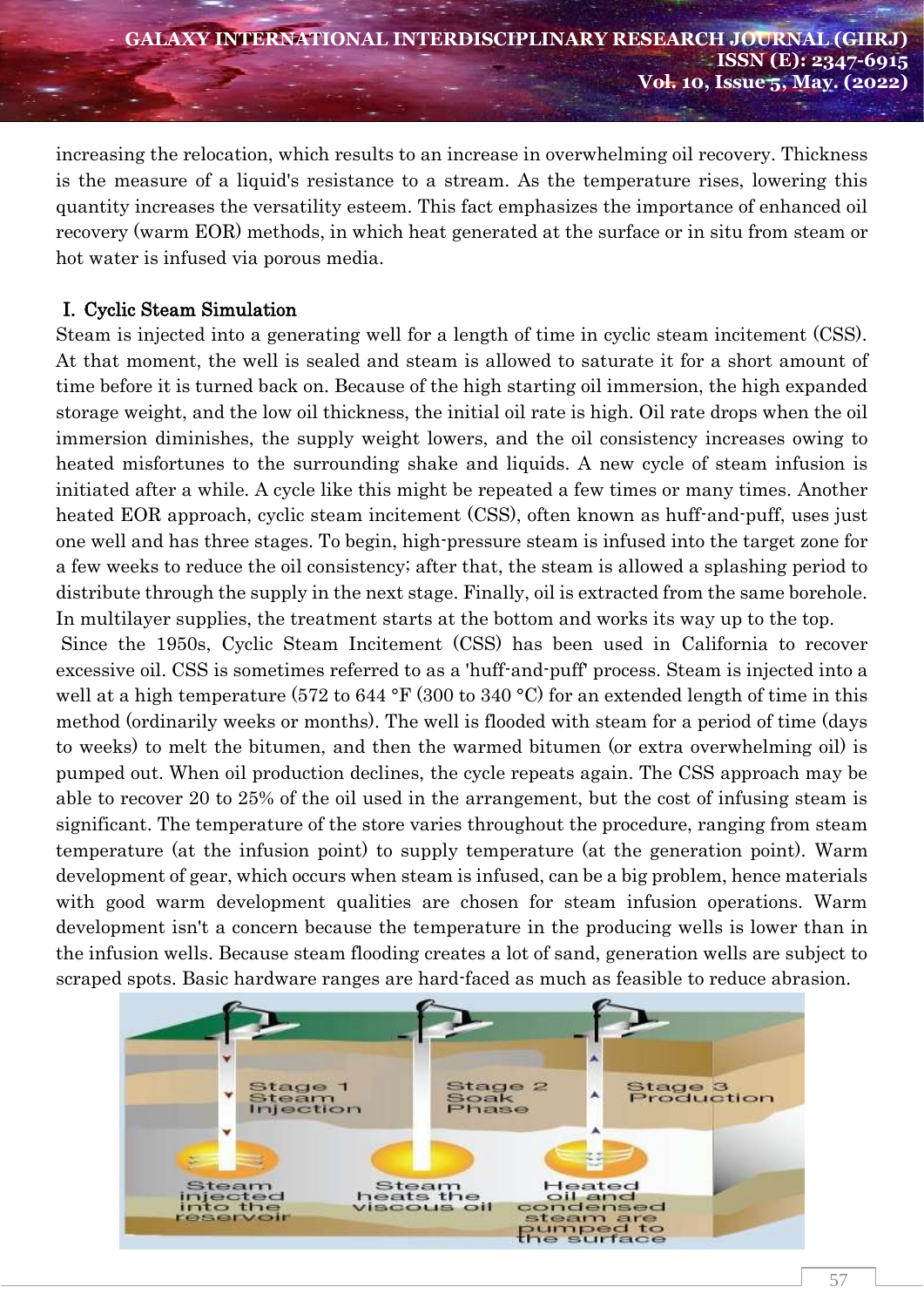increasing the relocation, which results to an increase in overwhelming oil recovery. Thickness is the measure of a liquid's resistance to a stream. As the temperature rises, lowering this quantity increases the versatility esteem. This fact emphasizes the importance of enhanced oil recovery (warm EOR) methods, in which heat generated at the surface or in situ from steam or hot water is infused via porous media.

## I. Cyclic Steam Simulation

Steam is injected into a generating well for a length of time in cyclic steam incitement (CSS). At that moment, the well is sealed and steam is allowed to saturate it for a short amount of time before it is turned back on. Because of the high starting oil immersion, the high expanded storage weight, and the low oil thickness, the initial oil rate is high. Oil rate drops when the oil immersion diminishes, the supply weight lowers, and the oil consistency increases owing to heated misfortunes to the surrounding shake and liquids. A new cycle of steam infusion is initiated after a while. A cycle like this might be repeated a few times or many times. Another heated EOR approach, cyclic steam incitement (CSS), often known as huff-and-puff, uses just one well and has three stages. To begin, high-pressure steam is infused into the target zone for a few weeks to reduce the oil consistency; after that, the steam is allowed a splashing period to distribute through the supply in the next stage. Finally, oil is extracted from the same borehole. In multilayer supplies, the treatment starts at the bottom and works its way up to the top.

Since the 1950s, Cyclic Steam Incitement (CSS) has been used in California to recover excessive oil. CSS is sometimes referred to as a 'huff-and-puff' process. Steam is injected into a well at a high temperature (572 to 644 °F (300 to 340 °C) for an extended length of time in this method (ordinarily weeks or months). The well is flooded with steam for a period of time (days to weeks) to melt the bitumen, and then the warmed bitumen (or extra overwhelming oil) is pumped out. When oil production declines, the cycle repeats again. The CSS approach may be able to recover 20 to 25% of the oil used in the arrangement, but the cost of infusing steam is significant. The temperature of the store varies throughout the procedure, ranging from steam temperature (at the infusion point) to supply temperature (at the generation point). Warm development of gear, which occurs when steam is infused, can be a big problem, hence materials with good warm development qualities are chosen for steam infusion operations. Warm development isn't a concern because the temperature in the producing wells is lower than in the infusion wells. Because steam flooding creates a lot of sand, generation wells are subject to scraped spots. Basic hardware ranges are hard-faced as much as feasible to reduce abrasion.

Stage 1 Steam Injection — Steam injected into the reservoir

Stage 2 Soak Phase — Steam heats the viscous oil

Stage 3 Production — Heated oil and condensed steam are pumped to the surface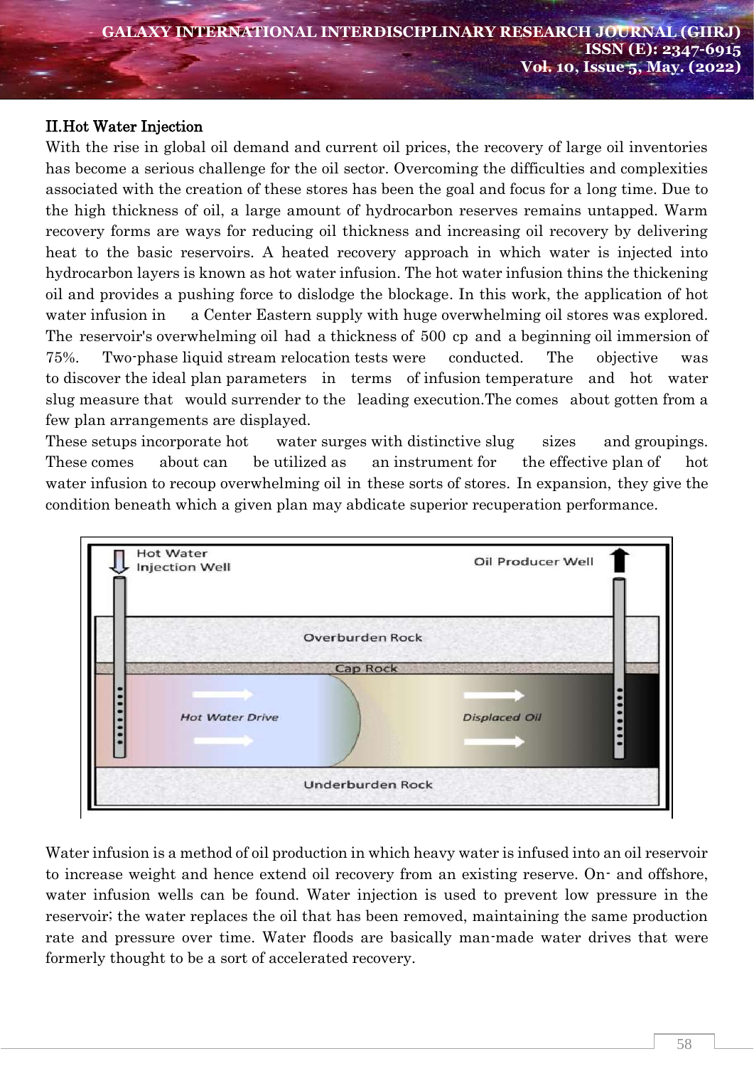## II.Hot Water Injection

With the rise in global oil demand and current oil prices, the recovery of large oil inventories has become a serious challenge for the oil sector. Overcoming the difficulties and complexities associated with the creation of these stores has been the goal and focus for a long time. Due to the high thickness of oil, a large amount of hydrocarbon reserves remains untapped. Warm recovery forms are ways for reducing oil thickness and increasing oil recovery by delivering heat to the basic reservoirs. A heated recovery approach in which water is injected into hydrocarbon layers is known as hot water infusion. The hot water infusion thins the thickening oil and provides a pushing force to dislodge the blockage. In this work, the application of hot water infusion in a Center Eastern supply with huge overwhelming oil stores was explored. The reservoir's overwhelming oil had a thickness of 500 cp and a beginning oil immersion of 75%. Two-phase liquid stream relocation tests were conducted. The objective was to discover the ideal plan parameters in terms of infusion temperature and hot water slug measure that would surrender to the leading execution.The comes about gotten from a few plan arrangements are displayed.

These setups incorporate hot water surges with distinctive slug sizes and groupings. These comes about can be utilized as an instrument for the effective plan of hot water infusion to recoup overwhelming oil in these sorts of stores. In expansion, they give the condition beneath which a given plan may abdicate superior recuperation performance.

Water infusion is a method of oil production in which heavy water is infused into an oil reservoir to increase weight and hence extend oil recovery from an existing reserve. On- and offshore, water infusion wells can be found. Water injection is used to prevent low pressure in the reservoir; the water replaces the oil that has been removed, maintaining the same production rate and pressure over time. Water floods are basically man-made water drives that were formerly thought to be a sort of accelerated recovery.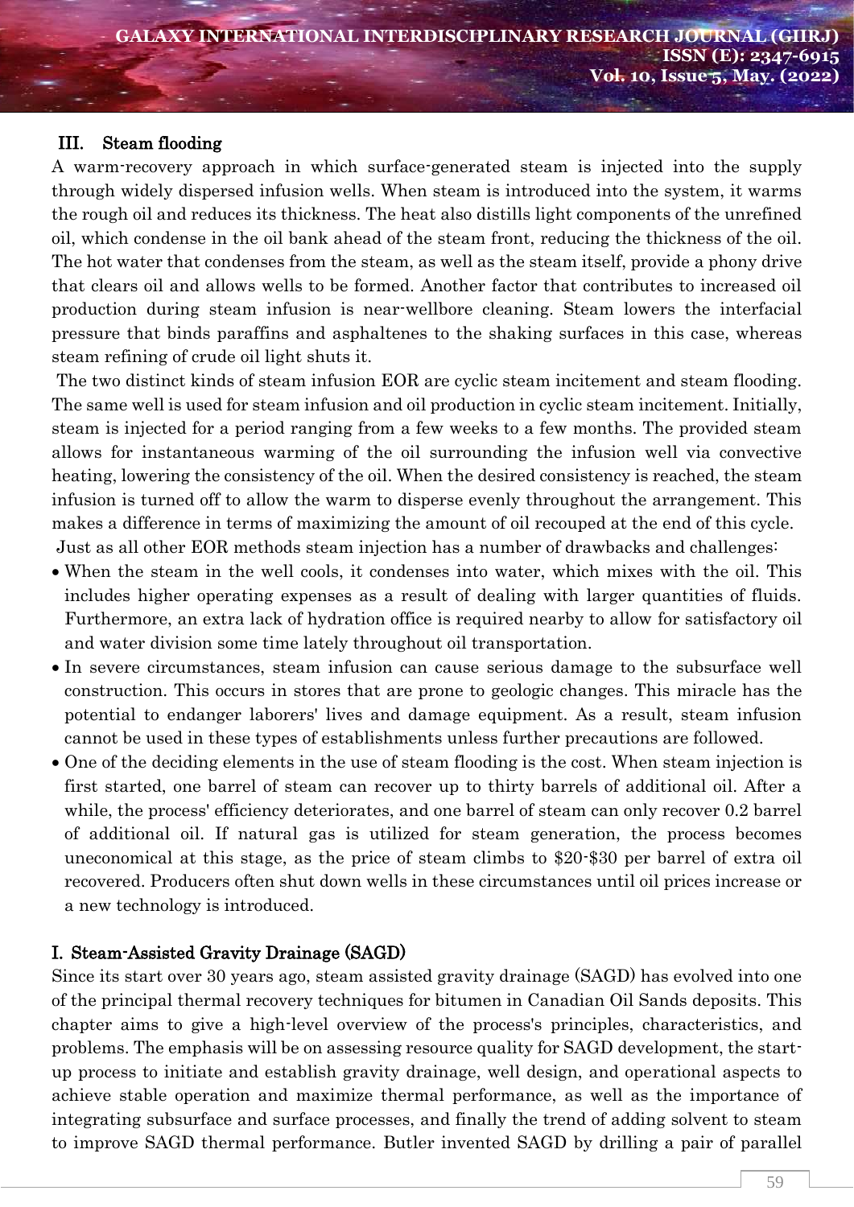## III. Steam flooding

A warm-recovery approach in which surface-generated steam is injected into the supply through widely dispersed infusion wells. When steam is introduced into the system, it warms the rough oil and reduces its thickness. The heat also distills light components of the unrefined oil, which condense in the oil bank ahead of the steam front, reducing the thickness of the oil. The hot water that condenses from the steam, as well as the steam itself, provide a phony drive that clears oil and allows wells to be formed. Another factor that contributes to increased oil production during steam infusion is near-wellbore cleaning. Steam lowers the interfacial pressure that binds paraffins and asphaltenes to the shaking surfaces in this case, whereas steam refining of crude oil light shuts it.

The two distinct kinds of steam infusion EOR are cyclic steam incitement and steam flooding. The same well is used for steam infusion and oil production in cyclic steam incitement. Initially, steam is injected for a period ranging from a few weeks to a few months. The provided steam allows for instantaneous warming of the oil surrounding the infusion well via convective heating, lowering the consistency of the oil. When the desired consistency is reached, the steam infusion is turned off to allow the warm to disperse evenly throughout the arrangement. This makes a difference in terms of maximizing the amount of oil recouped at the end of this cycle.

Just as all other EOR methods steam injection has a number of drawbacks and challenges:

- When the steam in the well cools, it condenses into water, which mixes with the oil. This includes higher operating expenses as a result of dealing with larger quantities of fluids. Furthermore, an extra lack of hydration office is required nearby to allow for satisfactory oil and water division some time lately throughout oil transportation.
- In severe circumstances, steam infusion can cause serious damage to the subsurface well construction. This occurs in stores that are prone to geologic changes. This miracle has the potential to endanger laborers' lives and damage equipment. As a result, steam infusion cannot be used in these types of establishments unless further precautions are followed.
- One of the deciding elements in the use of steam flooding is the cost. When steam injection is first started, one barrel of steam can recover up to thirty barrels of additional oil. After a while, the process' efficiency deteriorates, and one barrel of steam can only recover 0.2 barrel of additional oil. If natural gas is utilized for steam generation, the process becomes uneconomical at this stage, as the price of steam climbs to $20-$30 per barrel of extra oil recovered. Producers often shut down wells in these circumstances until oil prices increase or a new technology is introduced.

## I. Steam-Assisted Gravity Drainage (SAGD)

Since its start over 30 years ago, steam assisted gravity drainage (SAGD) has evolved into one of the principal thermal recovery techniques for bitumen in Canadian Oil Sands deposits. This chapter aims to give a high-level overview of the process's principles, characteristics, and problems. The emphasis will be on assessing resource quality for SAGD development, the start-up process to initiate and establish gravity drainage, well design, and operational aspects to achieve stable operation and maximize thermal performance, as well as the importance of integrating subsurface and surface processes, and finally the trend of adding solvent to steam to improve SAGD thermal performance. Butler invented SAGD by drilling a pair of parallel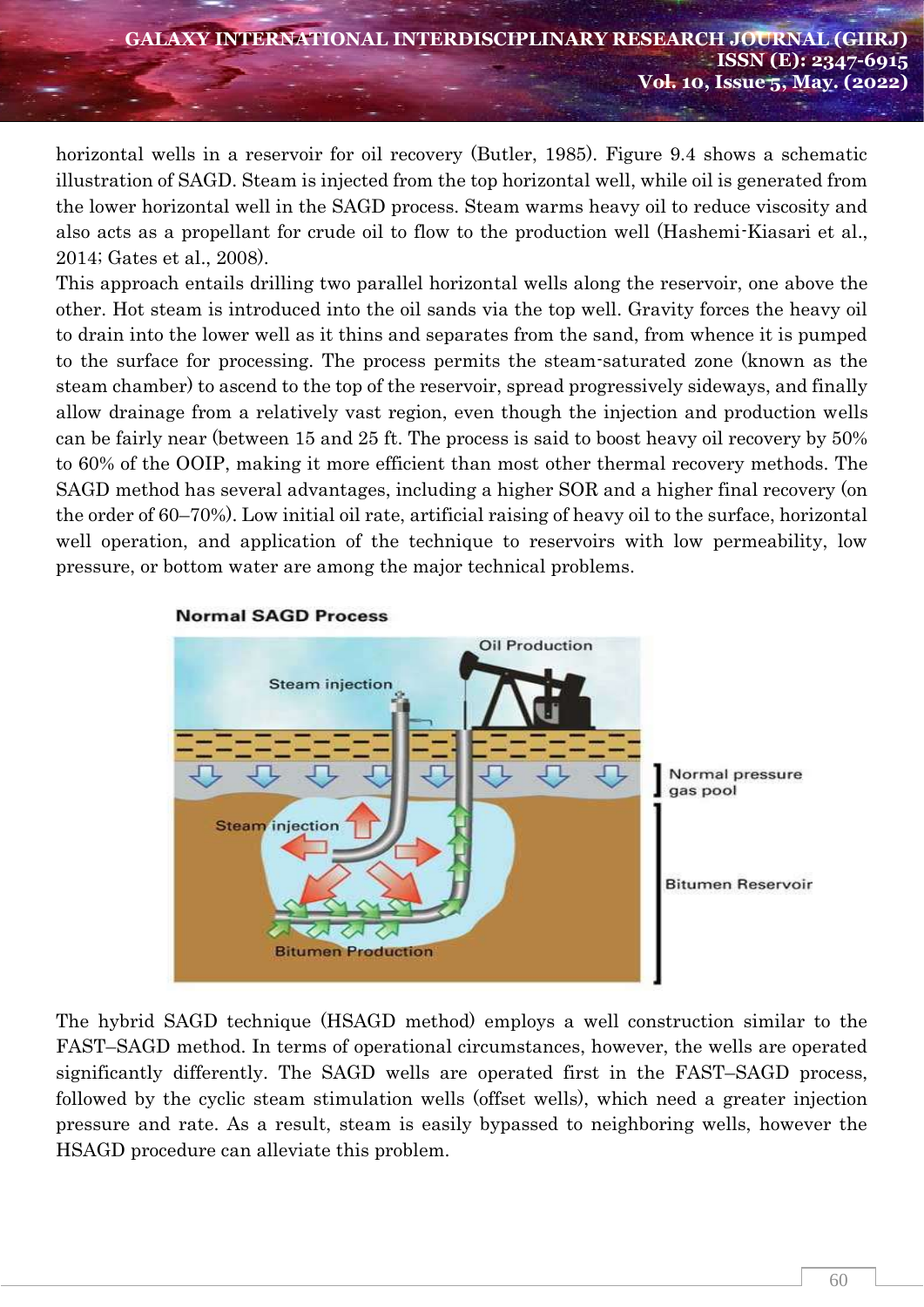horizontal wells in a reservoir for oil recovery (Butler, 1985). Figure 9.4 shows a schematic illustration of SAGD. Steam is injected from the top horizontal well, while oil is generated from the lower horizontal well in the SAGD process. Steam warms heavy oil to reduce viscosity and also acts as a propellant for crude oil to flow to the production well (Hashemi-Kiasari et al., 2014; Gates et al., 2008).

This approach entails drilling two parallel horizontal wells along the reservoir, one above the other. Hot steam is introduced into the oil sands via the top well. Gravity forces the heavy oil to drain into the lower well as it thins and separates from the sand, from whence it is pumped to the surface for processing. The process permits the steam-saturated zone (known as the steam chamber) to ascend to the top of the reservoir, spread progressively sideways, and finally allow drainage from a relatively vast region, even though the injection and production wells can be fairly near (between 15 and 25 ft. The process is said to boost heavy oil recovery by 50% to 60% of the OOIP, making it more efficient than most other thermal recovery methods. The SAGD method has several advantages, including a higher SOR and a higher final recovery (on the order of 60–70%). Low initial oil rate, artificial raising of heavy oil to the surface, horizontal well operation, and application of the technique to reservoirs with low permeability, low pressure, or bottom water are among the major technical problems.

**Normal SAGD Process**

The hybrid SAGD technique (HSAGD method) employs a well construction similar to the FAST–SAGD method. In terms of operational circumstances, however, the wells are operated significantly differently. The SAGD wells are operated first in the FAST–SAGD process, followed by the cyclic steam stimulation wells (offset wells), which need a greater injection pressure and rate. As a result, steam is easily bypassed to neighboring wells, however the HSAGD procedure can alleviate this problem.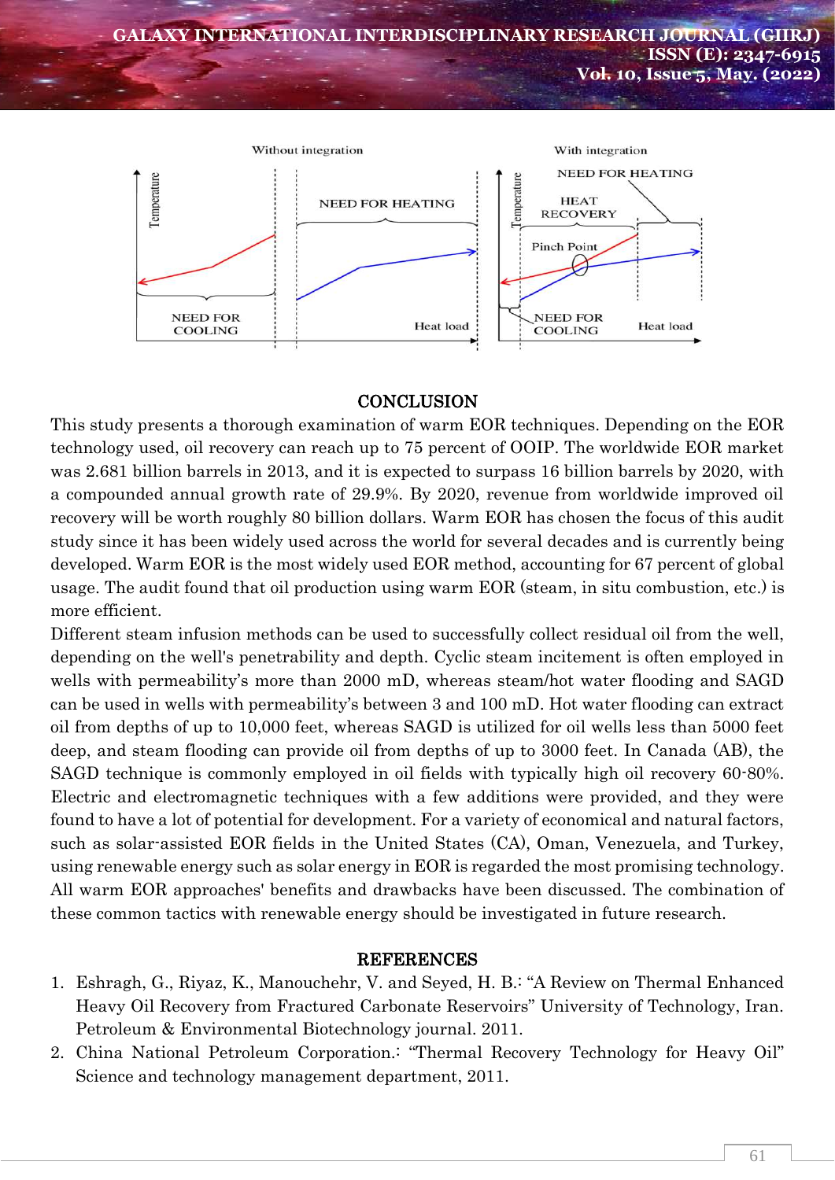## CONCLUSION

This study presents a thorough examination of warm EOR techniques. Depending on the EOR technology used, oil recovery can reach up to 75 percent of OOIP. The worldwide EOR market was 2.681 billion barrels in 2013, and it is expected to surpass 16 billion barrels by 2020, with a compounded annual growth rate of 29.9%. By 2020, revenue from worldwide improved oil recovery will be worth roughly 80 billion dollars. Warm EOR has chosen the focus of this audit study since it has been widely used across the world for several decades and is currently being developed. Warm EOR is the most widely used EOR method, accounting for 67 percent of global usage. The audit found that oil production using warm EOR (steam, in situ combustion, etc.) is more efficient.

Different steam infusion methods can be used to successfully collect residual oil from the well, depending on the well's penetrability and depth. Cyclic steam incitement is often employed in wells with permeability's more than 2000 mD, whereas steam/hot water flooding and SAGD can be used in wells with permeability's between 3 and 100 mD. Hot water flooding can extract oil from depths of up to 10,000 feet, whereas SAGD is utilized for oil wells less than 5000 feet deep, and steam flooding can provide oil from depths of up to 3000 feet. In Canada (AB), the SAGD technique is commonly employed in oil fields with typically high oil recovery 60-80%. Electric and electromagnetic techniques with a few additions were provided, and they were found to have a lot of potential for development. For a variety of economical and natural factors, such as solar-assisted EOR fields in the United States (CA), Oman, Venezuela, and Turkey, using renewable energy such as solar energy in EOR is regarded the most promising technology. All warm EOR approaches' benefits and drawbacks have been discussed. The combination of these common tactics with renewable energy should be investigated in future research.

## REFERENCES

1. Eshragh, G., Riyaz, K., Manouchehr, V. and Seyed, H. B.: "A Review on Thermal Enhanced Heavy Oil Recovery from Fractured Carbonate Reservoirs" University of Technology, Iran. Petroleum & Environmental Biotechnology journal. 2011.
2. China National Petroleum Corporation.: "Thermal Recovery Technology for Heavy Oil" Science and technology management department, 2011.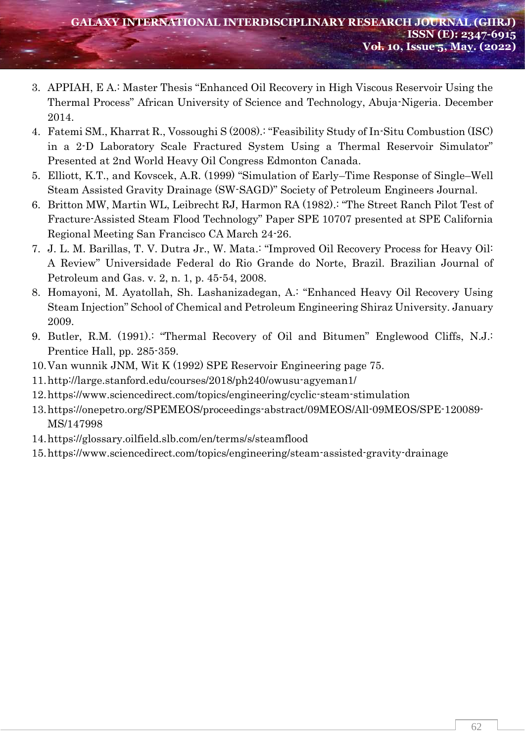3. APPIAH, E A.: Master Thesis "Enhanced Oil Recovery in High Viscous Reservoir Using the Thermal Process" African University of Science and Technology, Abuja-Nigeria. December 2014.
4. Fatemi SM., Kharrat R., Vossoughi S (2008).: "Feasibility Study of In-Situ Combustion (ISC) in a 2-D Laboratory Scale Fractured System Using a Thermal Reservoir Simulator" Presented at 2nd World Heavy Oil Congress Edmonton Canada.
5. Elliott, K.T., and Kovscek, A.R. (1999) "Simulation of Early–Time Response of Single–Well Steam Assisted Gravity Drainage (SW-SAGD)" Society of Petroleum Engineers Journal.
6. Britton MW, Martin WL, Leibrecht RJ, Harmon RA (1982).: "The Street Ranch Pilot Test of Fracture-Assisted Steam Flood Technology" Paper SPE 10707 presented at SPE California Regional Meeting San Francisco CA March 24-26.
7. J. L. M. Barillas, T. V. Dutra Jr., W. Mata.: "Improved Oil Recovery Process for Heavy Oil: A Review" Universidade Federal do Rio Grande do Norte, Brazil. Brazilian Journal of Petroleum and Gas. v. 2, n. 1, p. 45-54, 2008.
8. Homayoni, M. Ayatollah, Sh. Lashanizadegan, A.: "Enhanced Heavy Oil Recovery Using Steam Injection" School of Chemical and Petroleum Engineering Shiraz University. January 2009.
9. Butler, R.M. (1991).: "Thermal Recovery of Oil and Bitumen" Englewood Cliffs, N.J.: Prentice Hall, pp. 285-359.
10. Van wunnik JNM, Wit K (1992) SPE Reservoir Engineering page 75.
11. http://large.stanford.edu/courses/2018/ph240/owusu-agyeman1/
12. https://www.sciencedirect.com/topics/engineering/cyclic-steam-stimulation
13. https://onepetro.org/SPEMEOS/proceedings-abstract/09MEOS/All-09MEOS/SPE-120089-MS/147998
14. https://glossary.oilfield.slb.com/en/terms/s/steamflood
15. https://www.sciencedirect.com/topics/engineering/steam-assisted-gravity-drainage